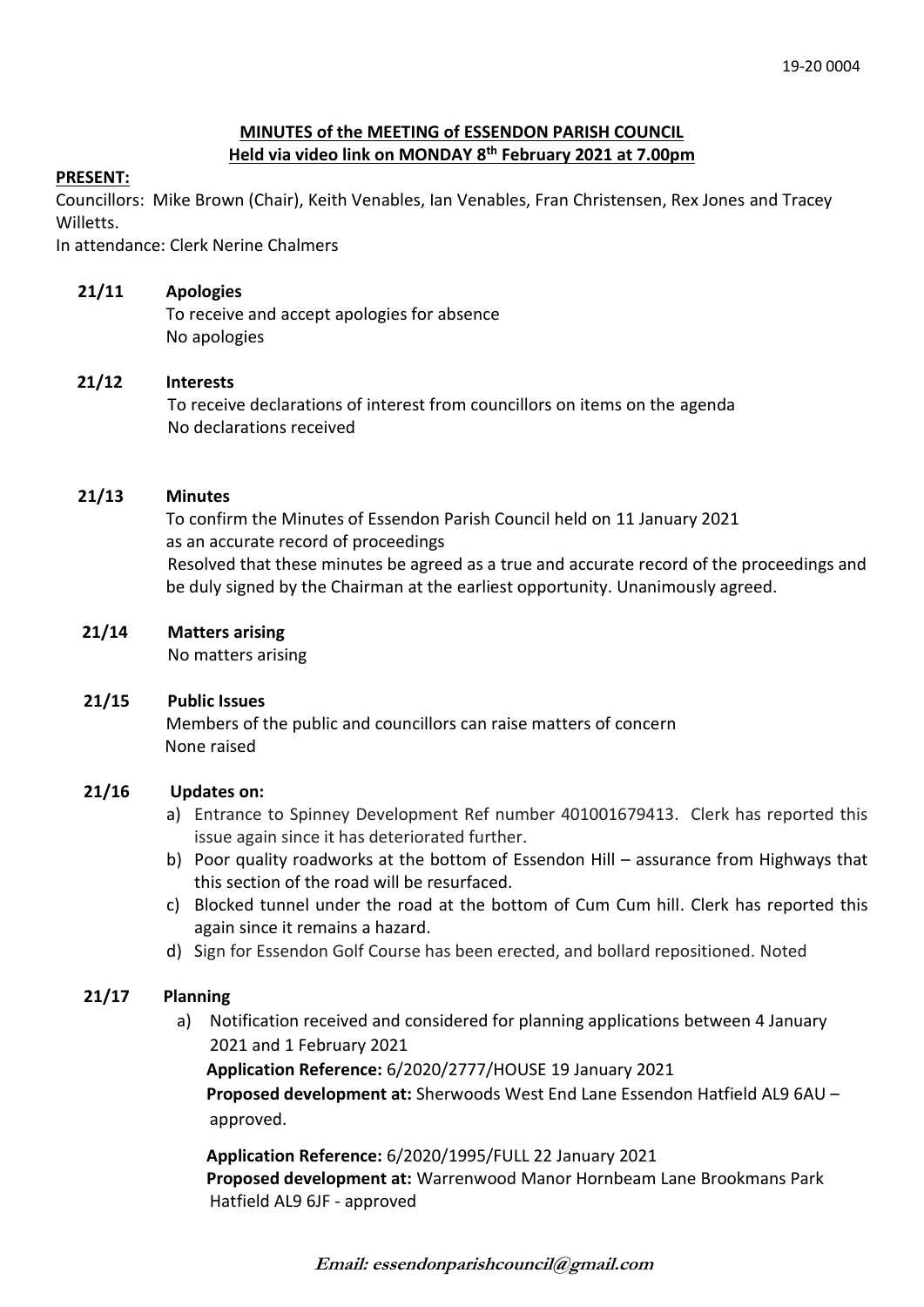19-20 0004

**MINUTES of the MEETING of ESSENDON PARISH COUNCIL**
**Held via video link on MONDAY 8th February 2021 at 7.00pm**

**PRESENT:**

Councillors: Mike Brown (Chair), Keith Venables, Ian Venables, Fran Christensen, Rex Jones and Tracey Willetts.

In attendance: Clerk Nerine Chalmers

**21/11 Apologies**

To receive and accept apologies for absence

No apologies

**21/12 Interests**

To receive declarations of interest from councillors on items on the agenda

No declarations received

**21/13 Minutes**

To confirm the Minutes of Essendon Parish Council held on 11 January 2021 as an accurate record of proceedings

Resolved that these minutes be agreed as a true and accurate record of the proceedings and be duly signed by the Chairman at the earliest opportunity. Unanimously agreed.

**21/14 Matters arising**

No matters arising

**21/15 Public Issues**

Members of the public and councillors can raise matters of concern

None raised

**21/16 Updates on:**

a) Entrance to Spinney Development Ref number 401001679413. Clerk has reported this issue again since it has deteriorated further.
b) Poor quality roadworks at the bottom of Essendon Hill – assurance from Highways that this section of the road will be resurfaced.
c) Blocked tunnel under the road at the bottom of Cum Cum hill. Clerk has reported this again since it remains a hazard.
d) Sign for Essendon Golf Course has been erected, and bollard repositioned. Noted

**21/17 Planning**

a) Notification received and considered for planning applications between 4 January 2021 and 1 February 2021

**Application Reference:** 6/2020/2777/HOUSE 19 January 2021
**Proposed development at:** Sherwoods West End Lane Essendon Hatfield AL9 6AU – approved.

**Application Reference:** 6/2020/1995/FULL 22 January 2021
**Proposed development at:** Warrenwood Manor Hornbeam Lane Brookmans Park Hatfield AL9 6JF - approved

***Email: essendonparishcouncil@gmail.com***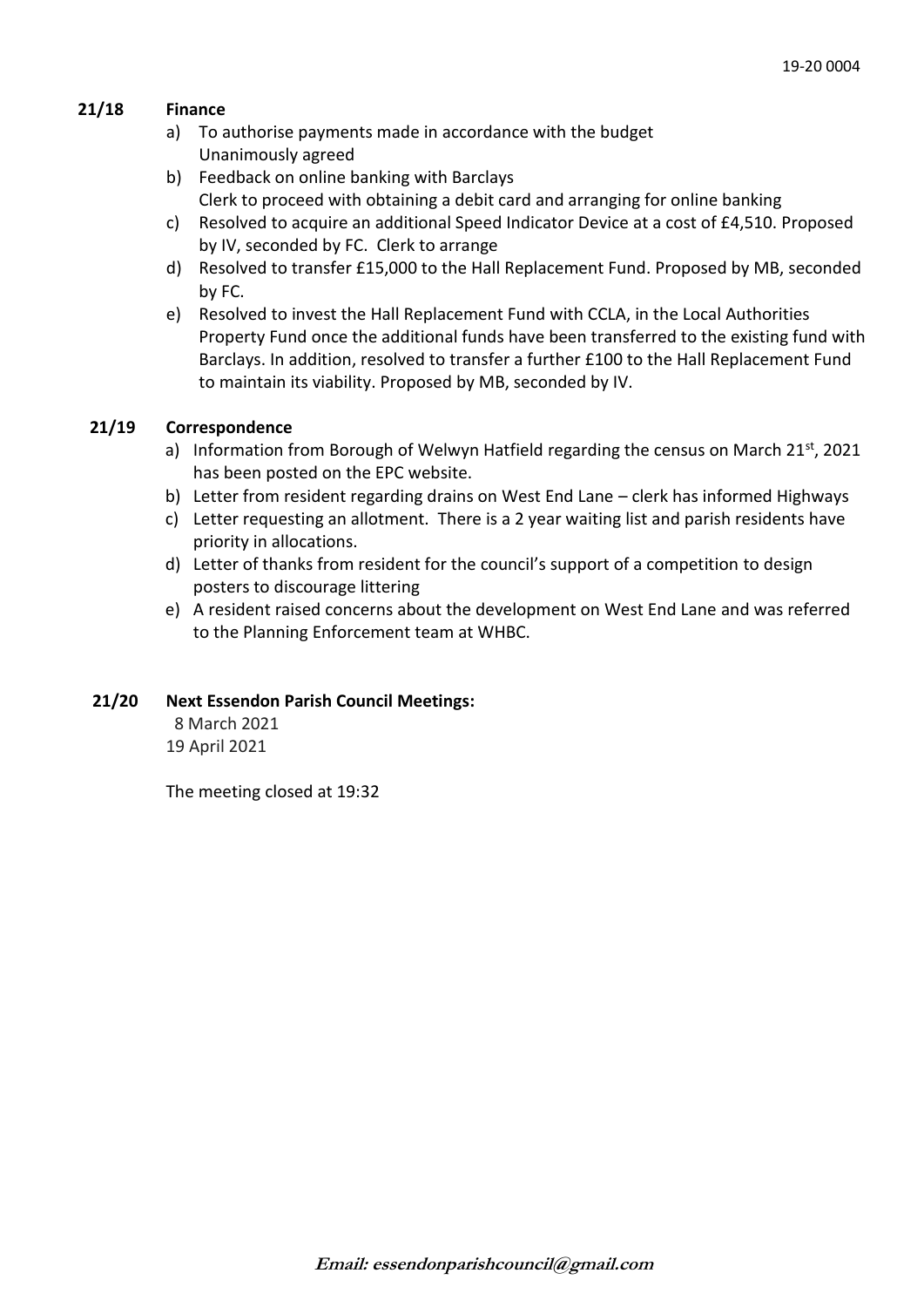**21/18 Finance**

a) To authorise payments made in accordance with the budget
   Unanimously agreed
b) Feedback on online banking with Barclays
   Clerk to proceed with obtaining a debit card and arranging for online banking
c) Resolved to acquire an additional Speed Indicator Device at a cost of £4,510. Proposed by IV, seconded by FC. Clerk to arrange
d) Resolved to transfer £15,000 to the Hall Replacement Fund. Proposed by MB, seconded by FC.
e) Resolved to invest the Hall Replacement Fund with CCLA, in the Local Authorities Property Fund once the additional funds have been transferred to the existing fund with Barclays. In addition, resolved to transfer a further £100 to the Hall Replacement Fund to maintain its viability. Proposed by MB, seconded by IV.

**21/19 Correspondence**

a) Information from Borough of Welwyn Hatfield regarding the census on March 21st, 2021 has been posted on the EPC website.
b) Letter from resident regarding drains on West End Lane – clerk has informed Highways
c) Letter requesting an allotment. There is a 2 year waiting list and parish residents have priority in allocations.
d) Letter of thanks from resident for the council's support of a competition to design posters to discourage littering
e) A resident raised concerns about the development on West End Lane and was referred to the Planning Enforcement team at WHBC.

**21/20 Next Essendon Parish Council Meetings:**

8 March 2021
19 April 2021

The meeting closed at 19:32